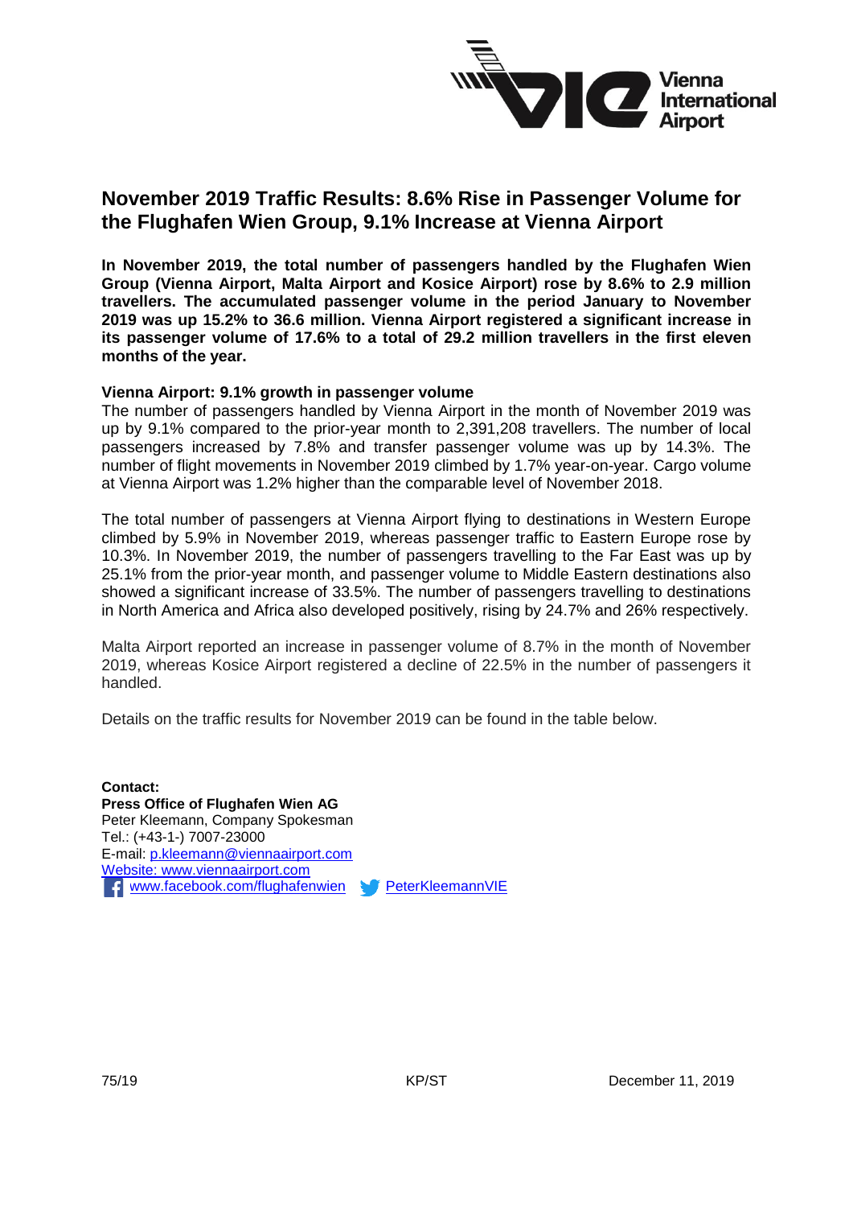# November 2019 Traffic Results: 8.6% Rise in Passenger Volume for the Flughafen Wien Group, 9.1% Increase at Vienna Airport

**In November 2019, the total number of passengers handled by the Flughafen Wien Group (Vienna Airport, Malta Airport and Kosice Airport) rose by 8.6% to 2.9 million travellers. The accumulated passenger volume in the period January to November 2019 was up 15.2% to 36.6 million. Vienna Airport registered a significant increase in its passenger volume of 17.6% to a total of 29.2 million travellers in the first eleven months of the year.**

**Vienna Airport: 9.1% growth in passenger volume**

The number of passengers handled by Vienna Airport in the month of November 2019 was up by 9.1% compared to the prior-year month to 2,391,208 travellers. The number of local passengers increased by 7.8% and transfer passenger volume was up by 14.3%. The number of flight movements in November 2019 climbed by 1.7% year-on-year. Cargo volume at Vienna Airport was 1.2% higher than the comparable level of November 2018.

The total number of passengers at Vienna Airport flying to destinations in Western Europe climbed by 5.9% in November 2019, whereas passenger traffic to Eastern Europe rose by 10.3%. In November 2019, the number of passengers travelling to the Far East was up by 25.1% from the prior-year month, and passenger volume to Middle Eastern destinations also showed a significant increase of 33.5%. The number of passengers travelling to destinations in North America and Africa also developed positively, rising by 24.7% and 26% respectively.

Malta Airport reported an increase in passenger volume of 8.7% in the month of November 2019, whereas Kosice Airport registered a decline of 22.5% in the number of passengers it handled.

Details on the traffic results for November 2019 can be found in the table below.

**Contact:**
**Press Office of Flughafen Wien AG**
Peter Kleemann, Company Spokesman
Tel.: (+43-1-) 7007-23000
E-mail: p.kleemann@viennaairport.com
Website: www.viennaairport.com
www.facebook.com/flughafenwien PeterKleemannVIE

75/19 KP/ST December 11, 2019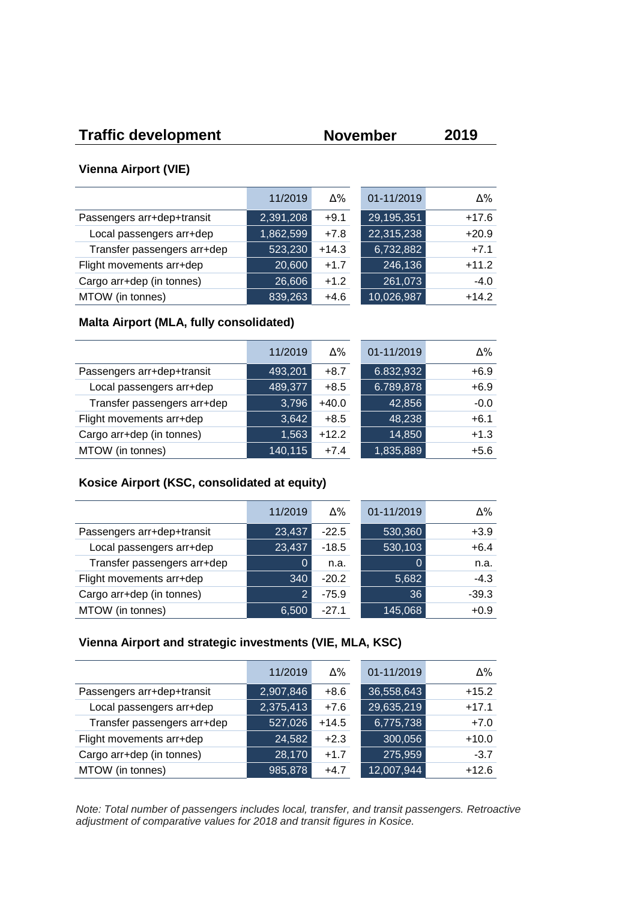## Traffic development November 2019

### Vienna Airport (VIE)

| | 11/2019 | Δ% | 01-11/2019 | Δ% |
|---|---|---|---|---|
| Passengers arr+dep+transit | 2,391,208 | +9.1 | 29,195,351 | +17.6 |
| Local passengers arr+dep | 1,862,599 | +7.8 | 22,315,238 | +20.9 |
| Transfer passengers arr+dep | 523,230 | +14.3 | 6,732,882 | +7.1 |
| Flight movements arr+dep | 20,600 | +1.7 | 246,136 | +11.2 |
| Cargo arr+dep (in tonnes) | 26,606 | +1.2 | 261,073 | -4.0 |
| MTOW (in tonnes) | 839,263 | +4.6 | 10,026,987 | +14.2 |

### Malta Airport (MLA, fully consolidated)

| | 11/2019 | Δ% | 01-11/2019 | Δ% |
|---|---|---|---|---|
| Passengers arr+dep+transit | 493,201 | +8.7 | 6.832,932 | +6.9 |
| Local passengers arr+dep | 489,377 | +8.5 | 6.789,878 | +6.9 |
| Transfer passengers arr+dep | 3,796 | +40.0 | 42,856 | -0.0 |
| Flight movements arr+dep | 3,642 | +8.5 | 48,238 | +6.1 |
| Cargo arr+dep (in tonnes) | 1,563 | +12.2 | 14,850 | +1.3 |
| MTOW (in tonnes) | 140,115 | +7.4 | 1,835,889 | +5.6 |

### Kosice Airport (KSC, consolidated at equity)

| | 11/2019 | Δ% | 01-11/2019 | Δ% |
|---|---|---|---|---|
| Passengers arr+dep+transit | 23,437 | -22.5 | 530,360 | +3.9 |
| Local passengers arr+dep | 23,437 | -18.5 | 530,103 | +6.4 |
| Transfer passengers arr+dep | 0 | n.a. | 0 | n.a. |
| Flight movements arr+dep | 340 | -20.2 | 5,682 | -4.3 |
| Cargo arr+dep (in tonnes) | 2 | -75.9 | 36 | -39.3 |
| MTOW (in tonnes) | 6,500 | -27.1 | 145,068 | +0.9 |

### Vienna Airport and strategic investments (VIE, MLA, KSC)

| | 11/2019 | Δ% | 01-11/2019 | Δ% |
|---|---|---|---|---|
| Passengers arr+dep+transit | 2,907,846 | +8.6 | 36,558,643 | +15.2 |
| Local passengers arr+dep | 2,375,413 | +7.6 | 29,635,219 | +17.1 |
| Transfer passengers arr+dep | 527,026 | +14.5 | 6,775,738 | +7.0 |
| Flight movements arr+dep | 24,582 | +2.3 | 300,056 | +10.0 |
| Cargo arr+dep (in tonnes) | 28,170 | +1.7 | 275,959 | -3.7 |
| MTOW (in tonnes) | 985,878 | +4.7 | 12,007,944 | +12.6 |

*Note: Total number of passengers includes local, transfer, and transit passengers. Retroactive adjustment of comparative values for 2018 and transit figures in Kosice.*